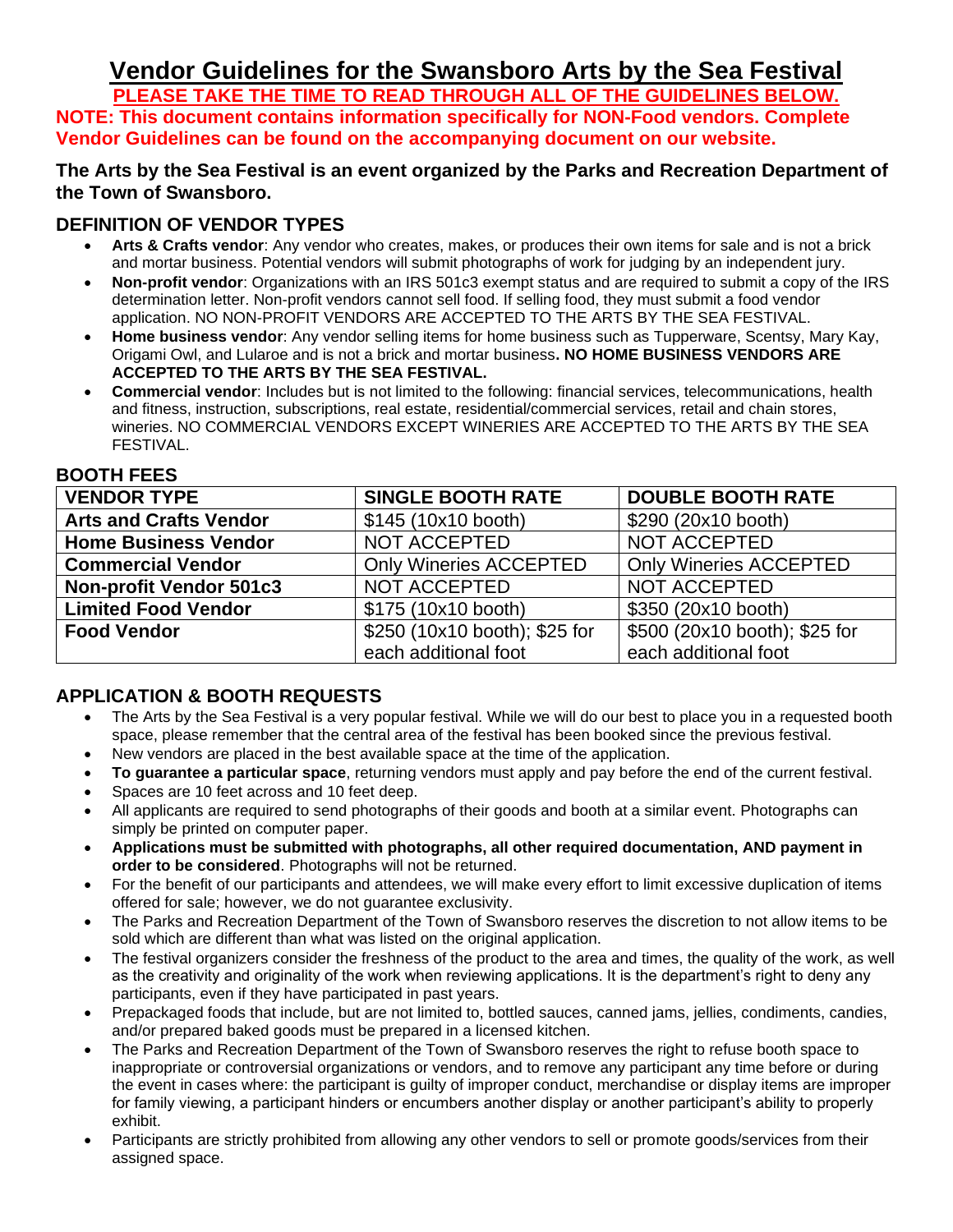# Vendor Guidelines for the Swansboro Arts by the Sea Festival

**PLEASE TAKE THE TIME TO READ THROUGH ALL OF THE GUIDELINES BELOW.**

**NOTE: This document contains information specifically for NON-Food vendors. Complete Vendor Guidelines can be found on the accompanying document on our website.**

**The Arts by the Sea Festival is an event organized by the Parks and Recreation Department of the Town of Swansboro.**

## DEFINITION OF VENDOR TYPES

- **Arts & Crafts vendor**: Any vendor who creates, makes, or produces their own items for sale and is not a brick and mortar business. Potential vendors will submit photographs of work for judging by an independent jury.
- **Non-profit vendor**: Organizations with an IRS 501c3 exempt status and are required to submit a copy of the IRS determination letter. Non-profit vendors cannot sell food. If selling food, they must submit a food vendor application. NO NON-PROFIT VENDORS ARE ACCEPTED TO THE ARTS BY THE SEA FESTIVAL.
- **Home business vendor**: Any vendor selling items for home business such as Tupperware, Scentsy, Mary Kay, Origami Owl, and Lularoe and is not a brick and mortar business**. NO HOME BUSINESS VENDORS ARE ACCEPTED TO THE ARTS BY THE SEA FESTIVAL.**
- **Commercial vendor**: Includes but is not limited to the following: financial services, telecommunications, health and fitness, instruction, subscriptions, real estate, residential/commercial services, retail and chain stores, wineries. NO COMMERCIAL VENDORS EXCEPT WINERIES ARE ACCEPTED TO THE ARTS BY THE SEA FESTIVAL.

## BOOTH FEES

| VENDOR TYPE | SINGLE BOOTH RATE | DOUBLE BOOTH RATE |
|---|---|---|
| **Arts and Crafts Vendor** | $145 (10x10 booth) | $290 (20x10 booth) |
| **Home Business Vendor** | NOT ACCEPTED | NOT ACCEPTED |
| **Commercial Vendor** | Only Wineries ACCEPTED | Only Wineries ACCEPTED |
| **Non-profit Vendor 501c3** | NOT ACCEPTED | NOT ACCEPTED |
| **Limited Food Vendor** | $175 (10x10 booth) | $350 (20x10 booth) |
| **Food Vendor** | $250 (10x10 booth); $25 for each additional foot | $500 (20x10 booth); $25 for each additional foot |

## APPLICATION & BOOTH REQUESTS

- The Arts by the Sea Festival is a very popular festival. While we will do our best to place you in a requested booth space, please remember that the central area of the festival has been booked since the previous festival.
- New vendors are placed in the best available space at the time of the application.
- **To guarantee a particular space**, returning vendors must apply and pay before the end of the current festival.
- Spaces are 10 feet across and 10 feet deep.
- All applicants are required to send photographs of their goods and booth at a similar event. Photographs can simply be printed on computer paper.
- **Applications must be submitted with photographs, all other required documentation, AND payment in order to be considered**. Photographs will not be returned.
- For the benefit of our participants and attendees, we will make every effort to limit excessive duplication of items offered for sale; however, we do not guarantee exclusivity.
- The Parks and Recreation Department of the Town of Swansboro reserves the discretion to not allow items to be sold which are different than what was listed on the original application.
- The festival organizers consider the freshness of the product to the area and times, the quality of the work, as well as the creativity and originality of the work when reviewing applications. It is the department's right to deny any participants, even if they have participated in past years.
- Prepackaged foods that include, but are not limited to, bottled sauces, canned jams, jellies, condiments, candies, and/or prepared baked goods must be prepared in a licensed kitchen.
- The Parks and Recreation Department of the Town of Swansboro reserves the right to refuse booth space to inappropriate or controversial organizations or vendors, and to remove any participant any time before or during the event in cases where: the participant is guilty of improper conduct, merchandise or display items are improper for family viewing, a participant hinders or encumbers another display or another participant's ability to properly exhibit.
- Participants are strictly prohibited from allowing any other vendors to sell or promote goods/services from their assigned space.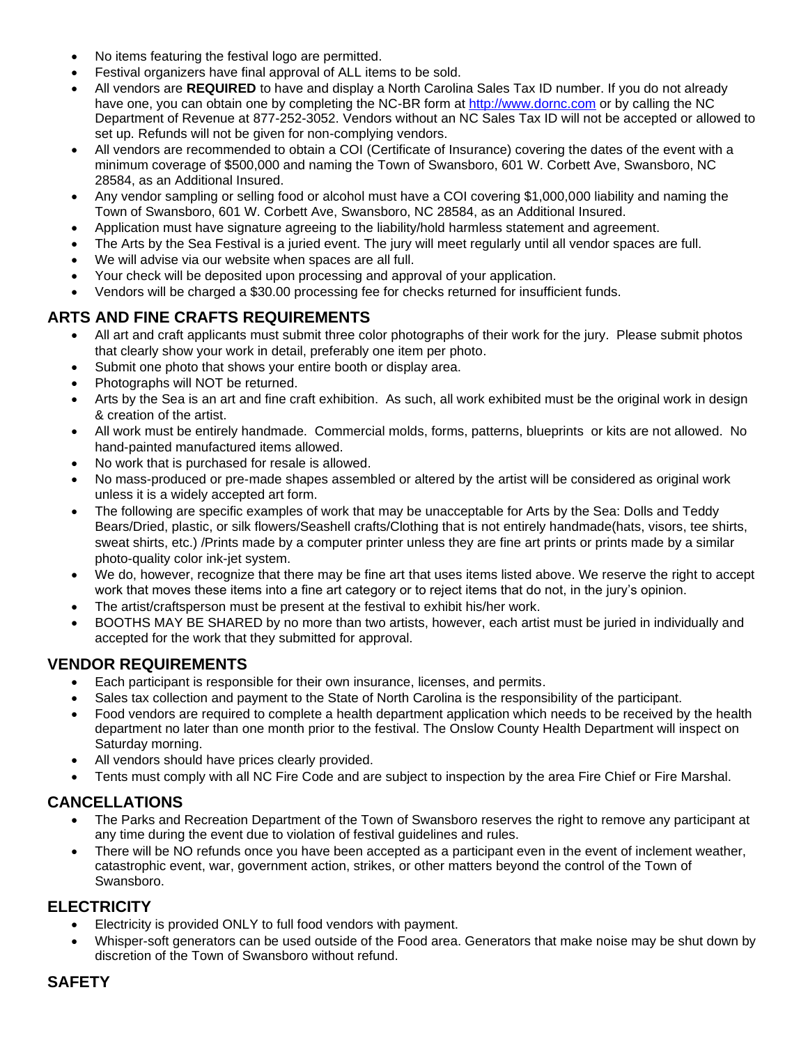- No items featuring the festival logo are permitted.
- Festival organizers have final approval of ALL items to be sold.
- All vendors are **REQUIRED** to have and display a North Carolina Sales Tax ID number. If you do not already have one, you can obtain one by completing the NC-BR form at http://www.dornc.com or by calling the NC Department of Revenue at 877-252-3052. Vendors without an NC Sales Tax ID will not be accepted or allowed to set up. Refunds will not be given for non-complying vendors.
- All vendors are recommended to obtain a COI (Certificate of Insurance) covering the dates of the event with a minimum coverage of $500,000 and naming the Town of Swansboro, 601 W. Corbett Ave, Swansboro, NC 28584, as an Additional Insured.
- Any vendor sampling or selling food or alcohol must have a COI covering $1,000,000 liability and naming the Town of Swansboro, 601 W. Corbett Ave, Swansboro, NC 28584, as an Additional Insured.
- Application must have signature agreeing to the liability/hold harmless statement and agreement.
- The Arts by the Sea Festival is a juried event. The jury will meet regularly until all vendor spaces are full.
- We will advise via our website when spaces are all full.
- Your check will be deposited upon processing and approval of your application.
- Vendors will be charged a $30.00 processing fee for checks returned for insufficient funds.

## ARTS AND FINE CRAFTS REQUIREMENTS

- All art and craft applicants must submit three color photographs of their work for the jury. Please submit photos that clearly show your work in detail, preferably one item per photo.
- Submit one photo that shows your entire booth or display area.
- Photographs will NOT be returned.
- Arts by the Sea is an art and fine craft exhibition. As such, all work exhibited must be the original work in design & creation of the artist.
- All work must be entirely handmade. Commercial molds, forms, patterns, blueprints or kits are not allowed. No hand-painted manufactured items allowed.
- No work that is purchased for resale is allowed.
- No mass-produced or pre-made shapes assembled or altered by the artist will be considered as original work unless it is a widely accepted art form.
- The following are specific examples of work that may be unacceptable for Arts by the Sea: Dolls and Teddy Bears/Dried, plastic, or silk flowers/Seashell crafts/Clothing that is not entirely handmade(hats, visors, tee shirts, sweat shirts, etc.) /Prints made by a computer printer unless they are fine art prints or prints made by a similar photo-quality color ink-jet system.
- We do, however, recognize that there may be fine art that uses items listed above. We reserve the right to accept work that moves these items into a fine art category or to reject items that do not, in the jury's opinion.
- The artist/craftsperson must be present at the festival to exhibit his/her work.
- BOOTHS MAY BE SHARED by no more than two artists, however, each artist must be juried in individually and accepted for the work that they submitted for approval.

## VENDOR REQUIREMENTS

- Each participant is responsible for their own insurance, licenses, and permits.
- Sales tax collection and payment to the State of North Carolina is the responsibility of the participant.
- Food vendors are required to complete a health department application which needs to be received by the health department no later than one month prior to the festival. The Onslow County Health Department will inspect on Saturday morning.
- All vendors should have prices clearly provided.
- Tents must comply with all NC Fire Code and are subject to inspection by the area Fire Chief or Fire Marshal.

## CANCELLATIONS

- The Parks and Recreation Department of the Town of Swansboro reserves the right to remove any participant at any time during the event due to violation of festival guidelines and rules.
- There will be NO refunds once you have been accepted as a participant even in the event of inclement weather, catastrophic event, war, government action, strikes, or other matters beyond the control of the Town of Swansboro.

## ELECTRICITY

- Electricity is provided ONLY to full food vendors with payment.
- Whisper-soft generators can be used outside of the Food area. Generators that make noise may be shut down by discretion of the Town of Swansboro without refund.

## SAFETY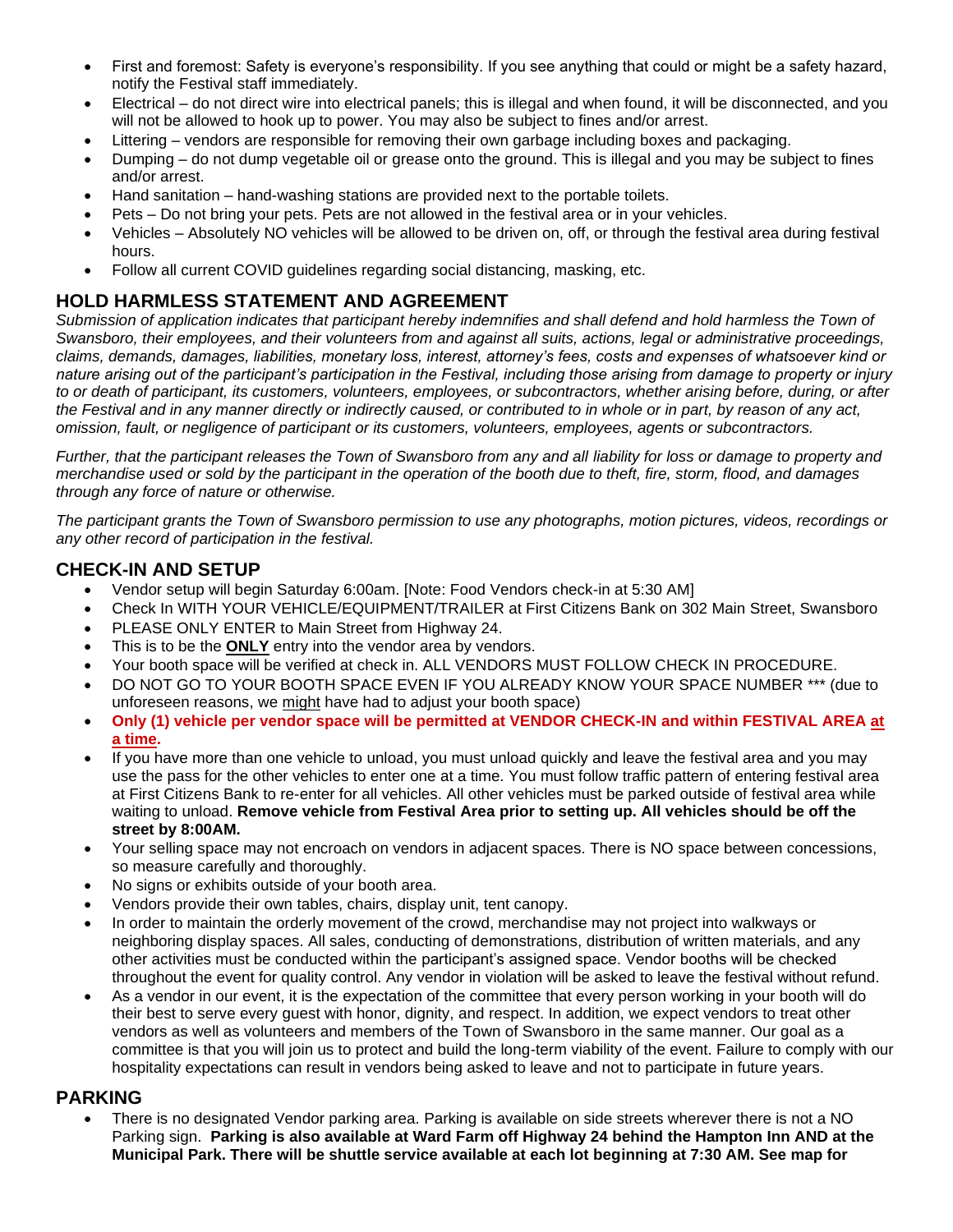- First and foremost: Safety is everyone's responsibility. If you see anything that could or might be a safety hazard, notify the Festival staff immediately.
- Electrical – do not direct wire into electrical panels; this is illegal and when found, it will be disconnected, and you will not be allowed to hook up to power. You may also be subject to fines and/or arrest.
- Littering – vendors are responsible for removing their own garbage including boxes and packaging.
- Dumping – do not dump vegetable oil or grease onto the ground. This is illegal and you may be subject to fines and/or arrest.
- Hand sanitation – hand-washing stations are provided next to the portable toilets.
- Pets – Do not bring your pets. Pets are not allowed in the festival area or in your vehicles.
- Vehicles – Absolutely NO vehicles will be allowed to be driven on, off, or through the festival area during festival hours.
- Follow all current COVID guidelines regarding social distancing, masking, etc.

## HOLD HARMLESS STATEMENT AND AGREEMENT

*Submission of application indicates that participant hereby indemnifies and shall defend and hold harmless the Town of Swansboro, their employees, and their volunteers from and against all suits, actions, legal or administrative proceedings, claims, demands, damages, liabilities, monetary loss, interest, attorney's fees, costs and expenses of whatsoever kind or nature arising out of the participant's participation in the Festival, including those arising from damage to property or injury to or death of participant, its customers, volunteers, employees, or subcontractors, whether arising before, during, or after the Festival and in any manner directly or indirectly caused, or contributed to in whole or in part, by reason of any act, omission, fault, or negligence of participant or its customers, volunteers, employees, agents or subcontractors.*

*Further, that the participant releases the Town of Swansboro from any and all liability for loss or damage to property and merchandise used or sold by the participant in the operation of the booth due to theft, fire, storm, flood, and damages through any force of nature or otherwise.*

*The participant grants the Town of Swansboro permission to use any photographs, motion pictures, videos, recordings or any other record of participation in the festival.*

## CHECK-IN AND SETUP

- Vendor setup will begin Saturday 6:00am. [Note: Food Vendors check-in at 5:30 AM]
- Check In WITH YOUR VEHICLE/EQUIPMENT/TRAILER at First Citizens Bank on 302 Main Street, Swansboro
- PLEASE ONLY ENTER to Main Street from Highway 24.
- This is to be the **ONLY** entry into the vendor area by vendors.
- Your booth space will be verified at check in. ALL VENDORS MUST FOLLOW CHECK IN PROCEDURE.
- DO NOT GO TO YOUR BOOTH SPACE EVEN IF YOU ALREADY KNOW YOUR SPACE NUMBER *** (due to unforeseen reasons, we might have had to adjust your booth space)
- **Only (1) vehicle per vendor space will be permitted at VENDOR CHECK-IN and within FESTIVAL AREA at a time.**
- If you have more than one vehicle to unload, you must unload quickly and leave the festival area and you may use the pass for the other vehicles to enter one at a time. You must follow traffic pattern of entering festival area at First Citizens Bank to re-enter for all vehicles. All other vehicles must be parked outside of festival area while waiting to unload. **Remove vehicle from Festival Area prior to setting up. All vehicles should be off the street by 8:00AM.**
- Your selling space may not encroach on vendors in adjacent spaces. There is NO space between concessions, so measure carefully and thoroughly.
- No signs or exhibits outside of your booth area.
- Vendors provide their own tables, chairs, display unit, tent canopy.
- In order to maintain the orderly movement of the crowd, merchandise may not project into walkways or neighboring display spaces. All sales, conducting of demonstrations, distribution of written materials, and any other activities must be conducted within the participant's assigned space. Vendor booths will be checked throughout the event for quality control. Any vendor in violation will be asked to leave the festival without refund.
- As a vendor in our event, it is the expectation of the committee that every person working in your booth will do their best to serve every guest with honor, dignity, and respect. In addition, we expect vendors to treat other vendors as well as volunteers and members of the Town of Swansboro in the same manner. Our goal as a committee is that you will join us to protect and build the long-term viability of the event. Failure to comply with our hospitality expectations can result in vendors being asked to leave and not to participate in future years.

## PARKING

- There is no designated Vendor parking area. Parking is available on side streets wherever there is not a NO Parking sign. **Parking is also available at Ward Farm off Highway 24 behind the Hampton Inn AND at the Municipal Park. There will be shuttle service available at each lot beginning at 7:30 AM. See map for**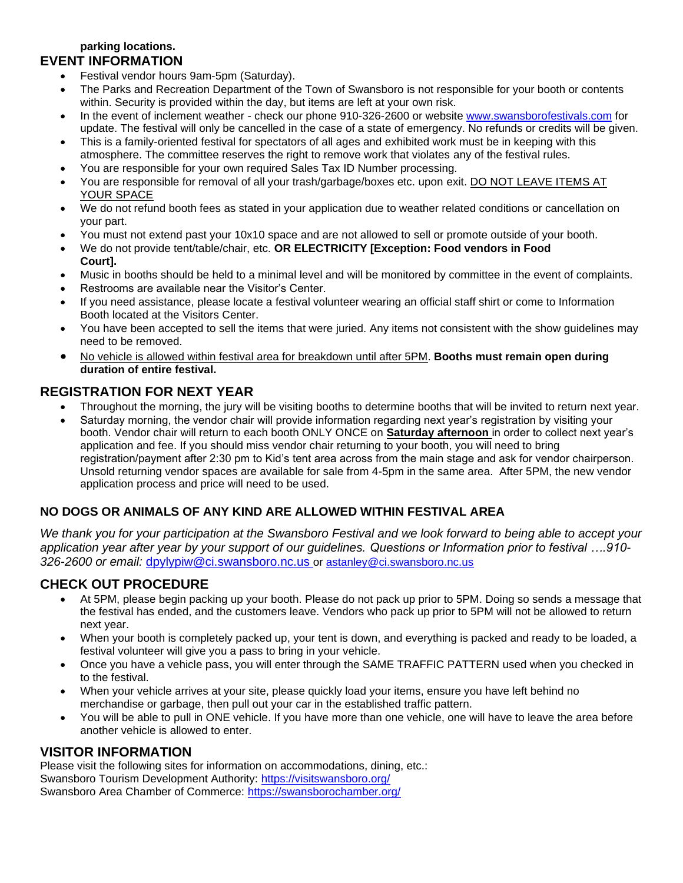**parking locations.**

## EVENT INFORMATION

- Festival vendor hours 9am-5pm (Saturday).
- The Parks and Recreation Department of the Town of Swansboro is not responsible for your booth or contents within. Security is provided within the day, but items are left at your own risk.
- In the event of inclement weather - check our phone 910-326-2600 or website www.swansborofestivals.com for update. The festival will only be cancelled in the case of a state of emergency. No refunds or credits will be given.
- This is a family-oriented festival for spectators of all ages and exhibited work must be in keeping with this atmosphere. The committee reserves the right to remove work that violates any of the festival rules.
- You are responsible for your own required Sales Tax ID Number processing.
- You are responsible for removal of all your trash/garbage/boxes etc. upon exit. DO NOT LEAVE ITEMS AT YOUR SPACE
- We do not refund booth fees as stated in your application due to weather related conditions or cancellation on your part.
- You must not extend past your 10x10 space and are not allowed to sell or promote outside of your booth.
- We do not provide tent/table/chair, etc. **OR ELECTRICITY [Exception: Food vendors in Food Court].**
- Music in booths should be held to a minimal level and will be monitored by committee in the event of complaints.
- Restrooms are available near the Visitor's Center.
- If you need assistance, please locate a festival volunteer wearing an official staff shirt or come to Information Booth located at the Visitors Center.
- You have been accepted to sell the items that were juried. Any items not consistent with the show guidelines may need to be removed.
- No vehicle is allowed within festival area for breakdown until after 5PM. **Booths must remain open during duration of entire festival.**

## REGISTRATION FOR NEXT YEAR

- Throughout the morning, the jury will be visiting booths to determine booths that will be invited to return next year.
- Saturday morning, the vendor chair will provide information regarding next year's registration by visiting your booth. Vendor chair will return to each booth ONLY ONCE on **Saturday afternoon** in order to collect next year's application and fee. If you should miss vendor chair returning to your booth, you will need to bring registration/payment after 2:30 pm to Kid's tent area across from the main stage and ask for vendor chairperson. Unsold returning vendor spaces are available for sale from 4-5pm in the same area. After 5PM, the new vendor application process and price will need to be used.

### NO DOGS OR ANIMALS OF ANY KIND ARE ALLOWED WITHIN FESTIVAL AREA

*We thank you for your participation at the Swansboro Festival and we look forward to being able to accept your application year after year by your support of our guidelines. Questions or Information prior to festival ….910-326-2600 or email:* dpylypiw@ci.swansboro.nc.us or astanley@ci.swansboro.nc.us

## CHECK OUT PROCEDURE

- At 5PM, please begin packing up your booth. Please do not pack up prior to 5PM. Doing so sends a message that the festival has ended, and the customers leave. Vendors who pack up prior to 5PM will not be allowed to return next year.
- When your booth is completely packed up, your tent is down, and everything is packed and ready to be loaded, a festival volunteer will give you a pass to bring in your vehicle.
- Once you have a vehicle pass, you will enter through the SAME TRAFFIC PATTERN used when you checked in to the festival.
- When your vehicle arrives at your site, please quickly load your items, ensure you have left behind no merchandise or garbage, then pull out your car in the established traffic pattern.
- You will be able to pull in ONE vehicle. If you have more than one vehicle, one will have to leave the area before another vehicle is allowed to enter.

## VISITOR INFORMATION

Please visit the following sites for information on accommodations, dining, etc.:
Swansboro Tourism Development Authority: https://visitswansboro.org/
Swansboro Area Chamber of Commerce: https://swansborochamber.org/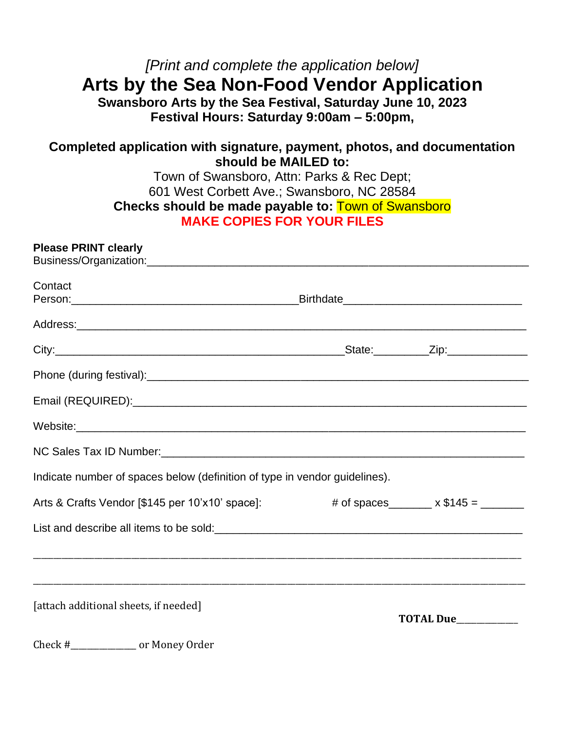*[Print and complete the application below]*

# Arts by the Sea Non-Food Vendor Application

**Swansboro Arts by the Sea Festival, Saturday June 10, 2023**
**Festival Hours: Saturday 9:00am – 5:00pm,**

**Completed application with signature, payment, photos, and documentation should be MAILED to:**

Town of Swansboro, Attn: Parks & Rec Dept;
601 West Corbett Ave.; Swansboro, NC 28584

**Checks should be made payable to:** Town of Swansboro

**MAKE COPIES FOR YOUR FILES**

**Please PRINT clearly**

Business/Organization:_______________________________________________________________

Contact Person:____________________________________Birthdate____________________________

Address:__________________________________________________________________________

City:______________________________________________State:_________Zip:_____________

Phone (during festival):_______________________________________________________________

Email (REQUIRED):____________________________________________________________________

Website:__________________________________________________________________________

NC Sales Tax ID Number:______________________________________________________________

Indicate number of spaces below (definition of type in vendor guidelines).

Arts & Crafts Vendor [$145 per 10'x10' space]: # of spaces_______ x $145 = _______

List and describe all items to be sold:__________________________________________________

_____________________________________________________________________________________

_____________________________________________________________________________________

[attach additional sheets, if needed]

**TOTAL Due**_____________

Check #_____________ or Money Order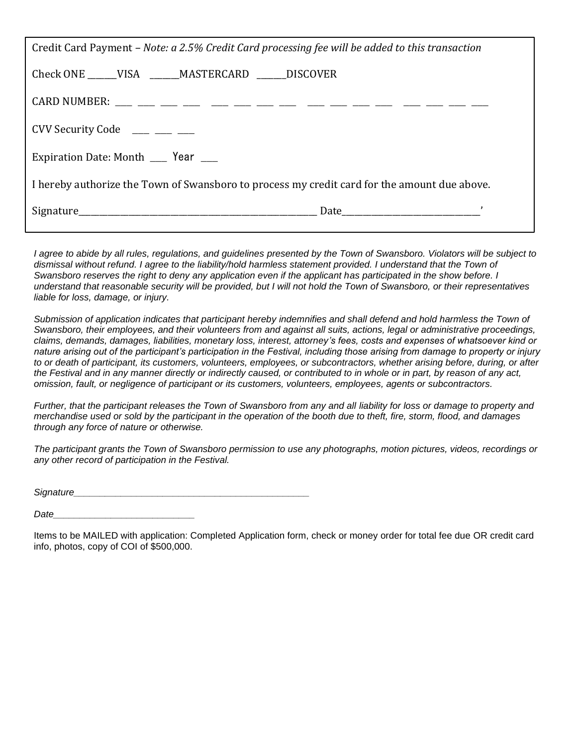Credit Card Payment – *Note: a 2.5% Credit Card processing fee will be added to this transaction*

Check ONE ______VISA ______MASTERCARD ______DISCOVER

CARD NUMBER: ___ ___ ___ ___ ___ ___ ___ ___ ___ ___ ___ ___ ___ ___ ___ ___

CVV Security Code ___ ___ ___

Expiration Date: Month ___ Year ___

I hereby authorize the Town of Swansboro to process my credit card for the amount due above.

Signature_________________________________________________ Date____________________________'

*I agree to abide by all rules, regulations, and guidelines presented by the Town of Swansboro. Violators will be subject to dismissal without refund. I agree to the liability/hold harmless statement provided. I understand that the Town of Swansboro reserves the right to deny any application even if the applicant has participated in the show before. I understand that reasonable security will be provided, but I will not hold the Town of Swansboro, or their representatives liable for loss, damage, or injury.*

*Submission of application indicates that participant hereby indemnifies and shall defend and hold harmless the Town of Swansboro, their employees, and their volunteers from and against all suits, actions, legal or administrative proceedings, claims, demands, damages, liabilities, monetary loss, interest, attorney's fees, costs and expenses of whatsoever kind or nature arising out of the participant's participation in the Festival, including those arising from damage to property or injury to or death of participant, its customers, volunteers, employees, or subcontractors, whether arising before, during, or after the Festival and in any manner directly or indirectly caused, or contributed to in whole or in part, by reason of any act, omission, fault, or negligence of participant or its customers, volunteers, employees, agents or subcontractors.*

*Further, that the participant releases the Town of Swansboro from any and all liability for loss or damage to property and merchandise used or sold by the participant in the operation of the booth due to theft, fire, storm, flood, and damages through any force of nature or otherwise.*

*The participant grants the Town of Swansboro permission to use any photographs, motion pictures, videos, recordings or any other record of participation in the Festival.*

*Signature_______________________________________________*

*Date____________________________*

Items to be MAILED with application: Completed Application form, check or money order for total fee due OR credit card info, photos, copy of COI of $500,000.